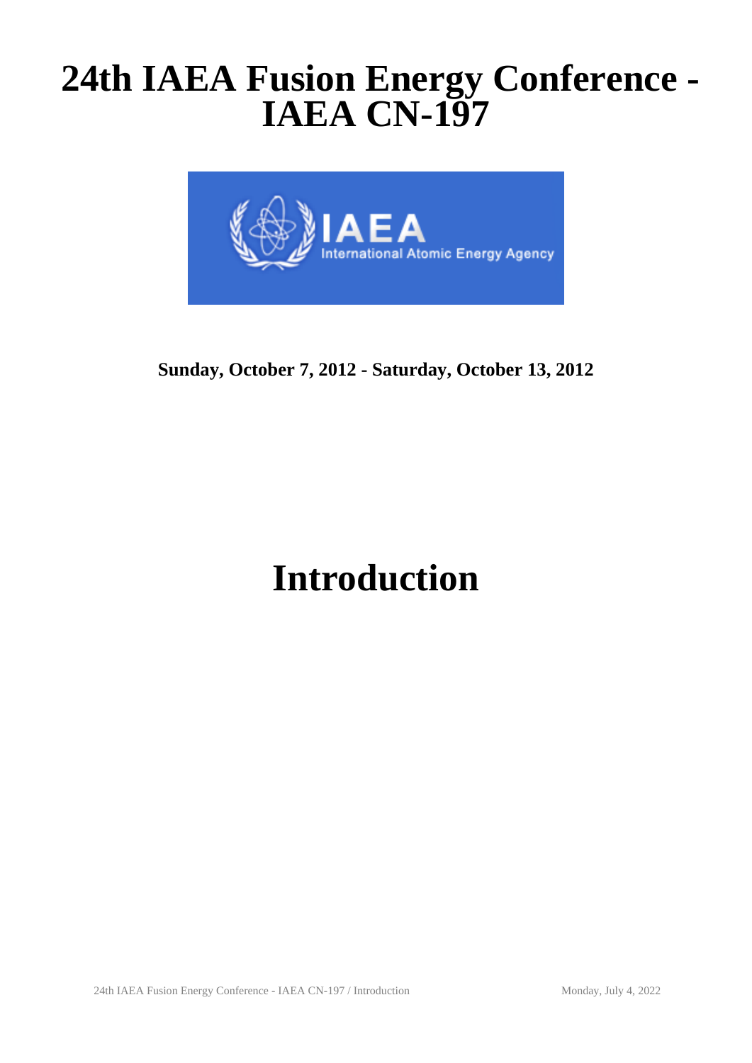# 24th IAEA Fusion Energy Conference - IAEA CN-197

**Sunday, October 7, 2012 - Saturday, October 13, 2012**

# Introduction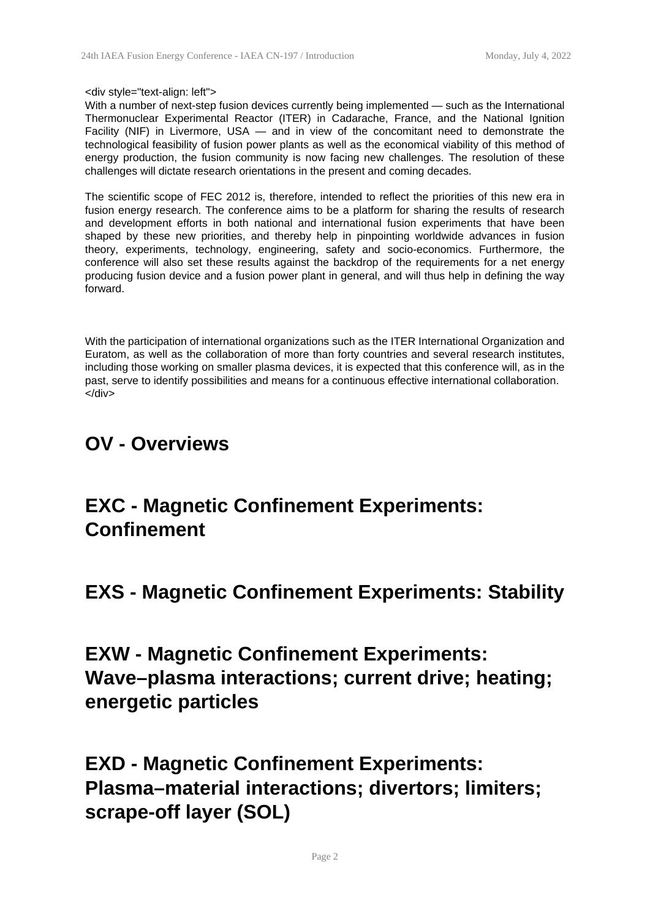<div style="text-align: left">
With a number of next-step fusion devices currently being implemented — such as the International Thermonuclear Experimental Reactor (ITER) in Cadarache, France, and the National Ignition Facility (NIF) in Livermore, USA — and in view of the concomitant need to demonstrate the technological feasibility of fusion power plants as well as the economical viability of this method of energy production, the fusion community is now facing new challenges. The resolution of these challenges will dictate research orientations in the present and coming decades.

The scientific scope of FEC 2012 is, therefore, intended to reflect the priorities of this new era in fusion energy research. The conference aims to be a platform for sharing the results of research and development efforts in both national and international fusion experiments that have been shaped by these new priorities, and thereby help in pinpointing worldwide advances in fusion theory, experiments, technology, engineering, safety and socio-economics. Furthermore, the conference will also set these results against the backdrop of the requirements for a net energy producing fusion device and a fusion power plant in general, and will thus help in defining the way forward.

With the participation of international organizations such as the ITER International Organization and Euratom, as well as the collaboration of more than forty countries and several research institutes, including those working on smaller plasma devices, it is expected that this conference will, as in the past, serve to identify possibilities and means for a continuous effective international collaboration.
</div>

# OV - Overviews

# EXC - Magnetic Confinement Experiments: Confinement

# EXS - Magnetic Confinement Experiments: Stability

# EXW - Magnetic Confinement Experiments: Wave–plasma interactions; current drive; heating; energetic particles

# EXD - Magnetic Confinement Experiments: Plasma–material interactions; divertors; limiters; scrape-off layer (SOL)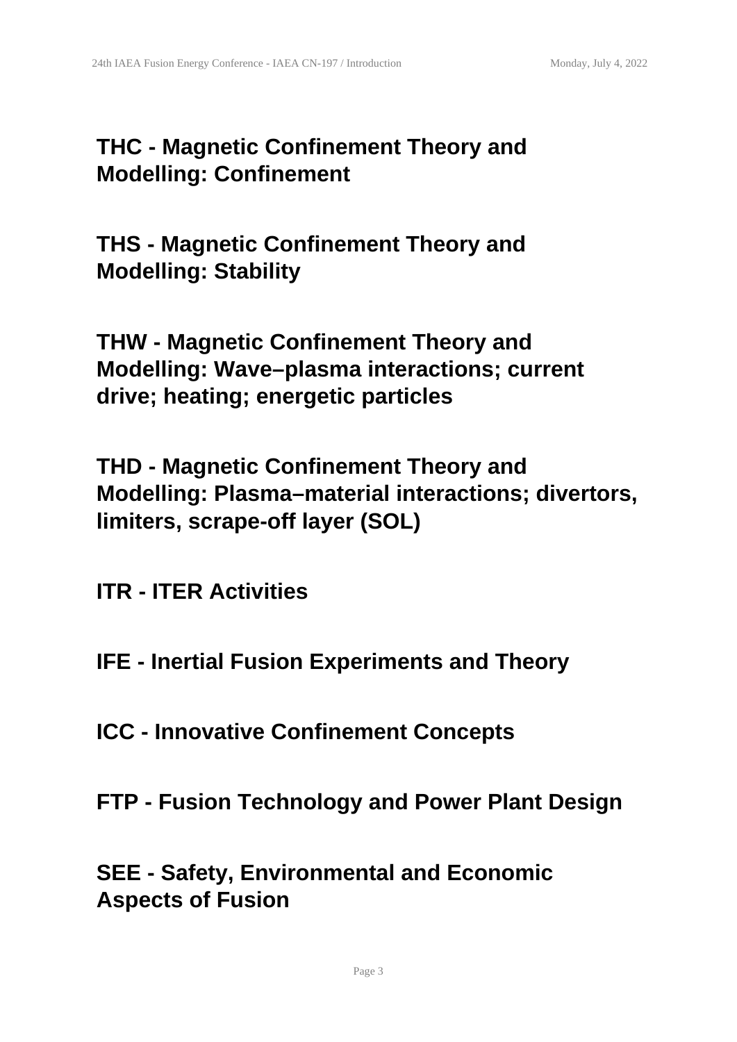## THC - Magnetic Confinement Theory and Modelling: Confinement

## THS - Magnetic Confinement Theory and Modelling: Stability

## THW - Magnetic Confinement Theory and Modelling: Wave–plasma interactions; current drive; heating; energetic particles

## THD - Magnetic Confinement Theory and Modelling: Plasma–material interactions; divertors, limiters, scrape-off layer (SOL)

## ITR - ITER Activities

## IFE - Inertial Fusion Experiments and Theory

## ICC - Innovative Confinement Concepts

## FTP - Fusion Technology and Power Plant Design

## SEE - Safety, Environmental and Economic Aspects of Fusion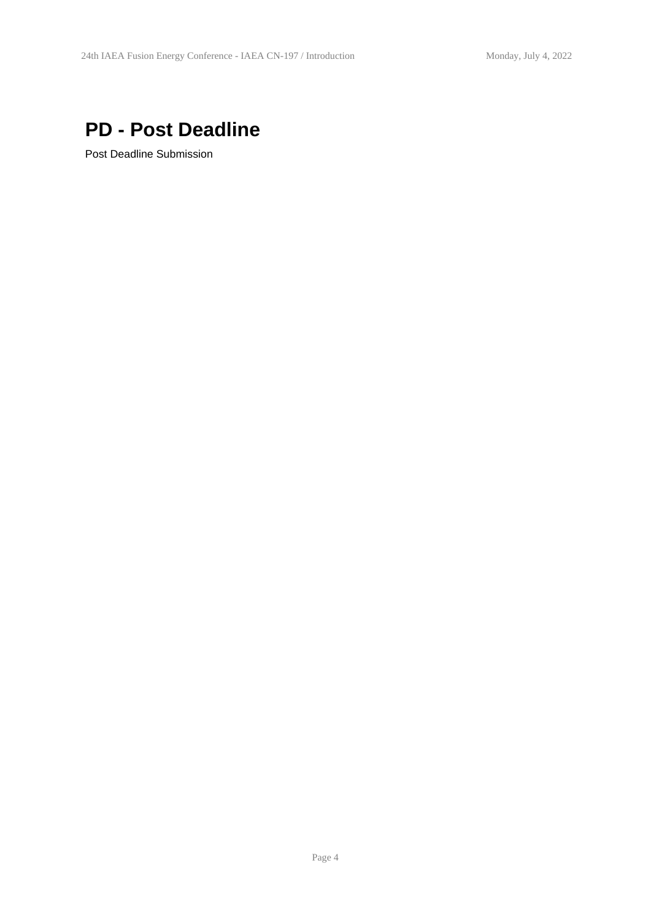# PD - Post Deadline

Post Deadline Submission